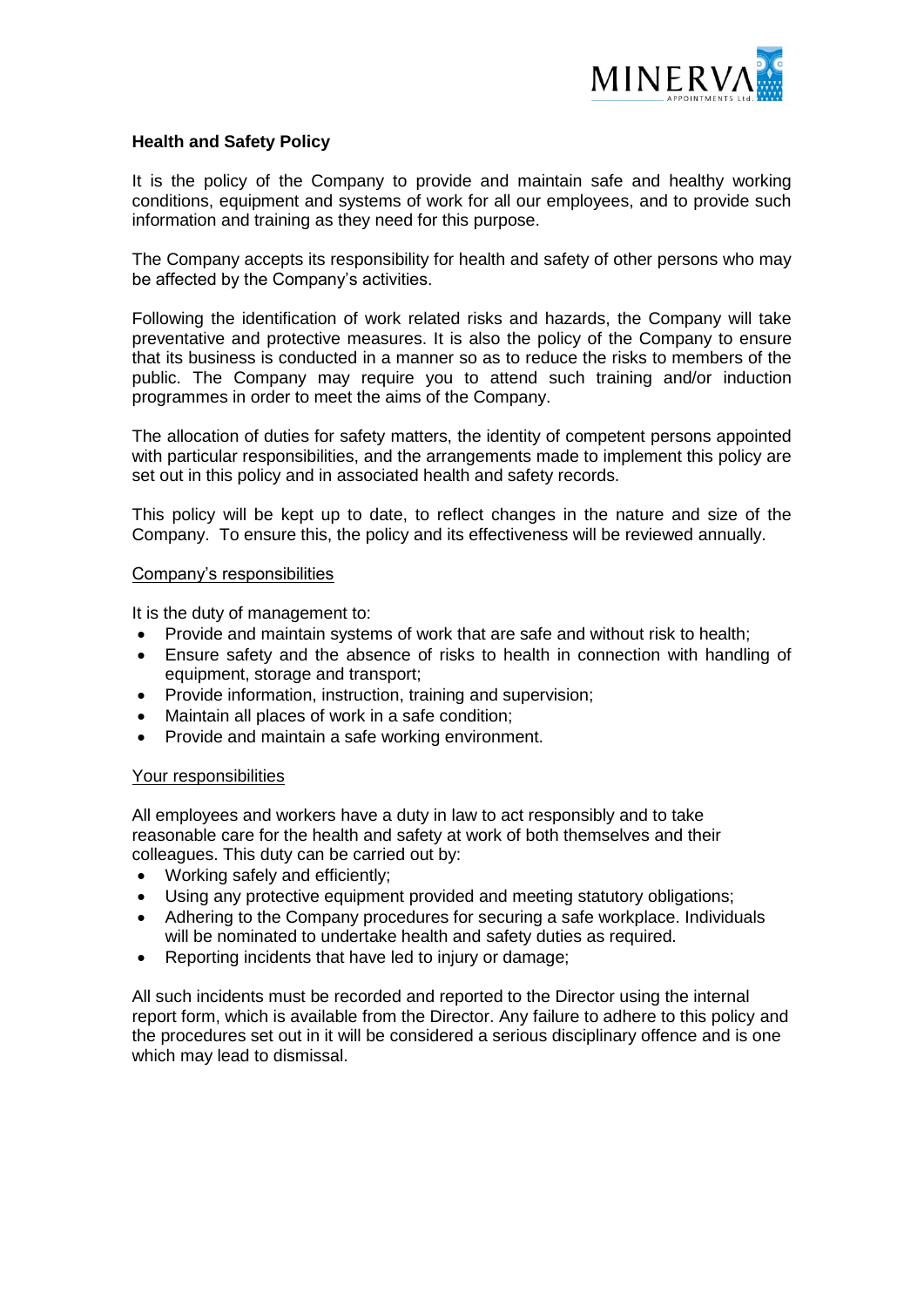## Health and Safety Policy

It is the policy of the Company to provide and maintain safe and healthy working conditions, equipment and systems of work for all our employees, and to provide such information and training as they need for this purpose.

The Company accepts its responsibility for health and safety of other persons who may be affected by the Company's activities.

Following the identification of work related risks and hazards, the Company will take preventative and protective measures. It is also the policy of the Company to ensure that its business is conducted in a manner so as to reduce the risks to members of the public. The Company may require you to attend such training and/or induction programmes in order to meet the aims of the Company.

The allocation of duties for safety matters, the identity of competent persons appointed with particular responsibilities, and the arrangements made to implement this policy are set out in this policy and in associated health and safety records.

This policy will be kept up to date, to reflect changes in the nature and size of the Company. To ensure this, the policy and its effectiveness will be reviewed annually.

### Company's responsibilities

It is the duty of management to:

- Provide and maintain systems of work that are safe and without risk to health;
- Ensure safety and the absence of risks to health in connection with handling of equipment, storage and transport;
- Provide information, instruction, training and supervision;
- Maintain all places of work in a safe condition;
- Provide and maintain a safe working environment.

### Your responsibilities

All employees and workers have a duty in law to act responsibly and to take reasonable care for the health and safety at work of both themselves and their colleagues. This duty can be carried out by:

- Working safely and efficiently;
- Using any protective equipment provided and meeting statutory obligations;
- Adhering to the Company procedures for securing a safe workplace. Individuals will be nominated to undertake health and safety duties as required.
- Reporting incidents that have led to injury or damage;

All such incidents must be recorded and reported to the Director using the internal report form, which is available from the Director. Any failure to adhere to this policy and the procedures set out in it will be considered a serious disciplinary offence and is one which may lead to dismissal.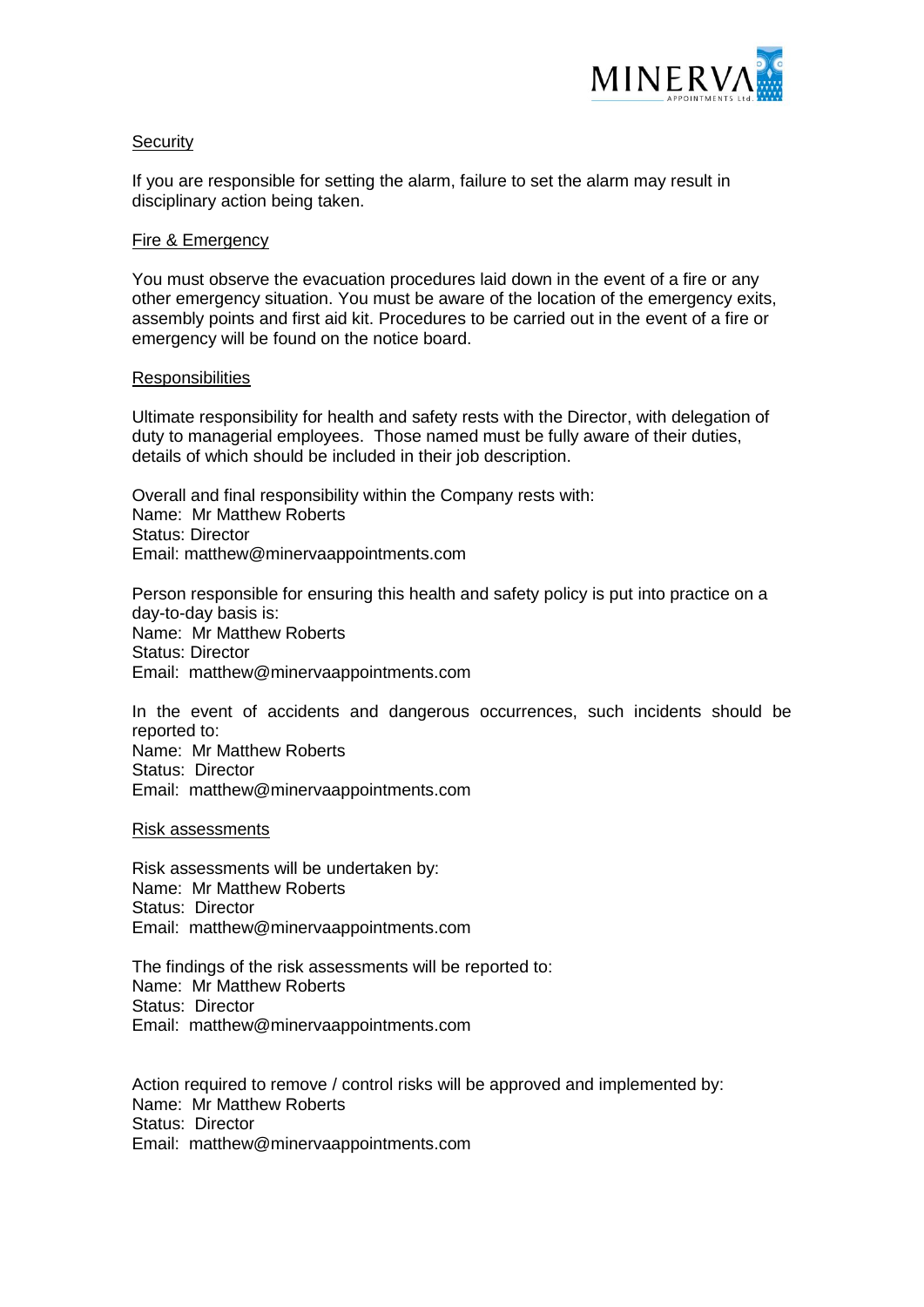## Security

If you are responsible for setting the alarm, failure to set the alarm may result in disciplinary action being taken.

## Fire & Emergency

You must observe the evacuation procedures laid down in the event of a fire or any other emergency situation. You must be aware of the location of the emergency exits, assembly points and first aid kit. Procedures to be carried out in the event of a fire or emergency will be found on the notice board.

## Responsibilities

Ultimate responsibility for health and safety rests with the Director, with delegation of duty to managerial employees. Those named must be fully aware of their duties, details of which should be included in their job description.

Overall and final responsibility within the Company rests with:
Name: Mr Matthew Roberts
Status: Director
Email: matthew@minervaappointments.com

Person responsible for ensuring this health and safety policy is put into practice on a day-to-day basis is:
Name: Mr Matthew Roberts
Status: Director
Email: matthew@minervaappointments.com

In the event of accidents and dangerous occurrences, such incidents should be reported to:
Name: Mr Matthew Roberts
Status: Director
Email: matthew@minervaappointments.com

## Risk assessments

Risk assessments will be undertaken by:
Name: Mr Matthew Roberts
Status: Director
Email: matthew@minervaappointments.com

The findings of the risk assessments will be reported to:
Name: Mr Matthew Roberts
Status: Director
Email: matthew@minervaappointments.com

Action required to remove / control risks will be approved and implemented by:
Name: Mr Matthew Roberts
Status: Director
Email: matthew@minervaappointments.com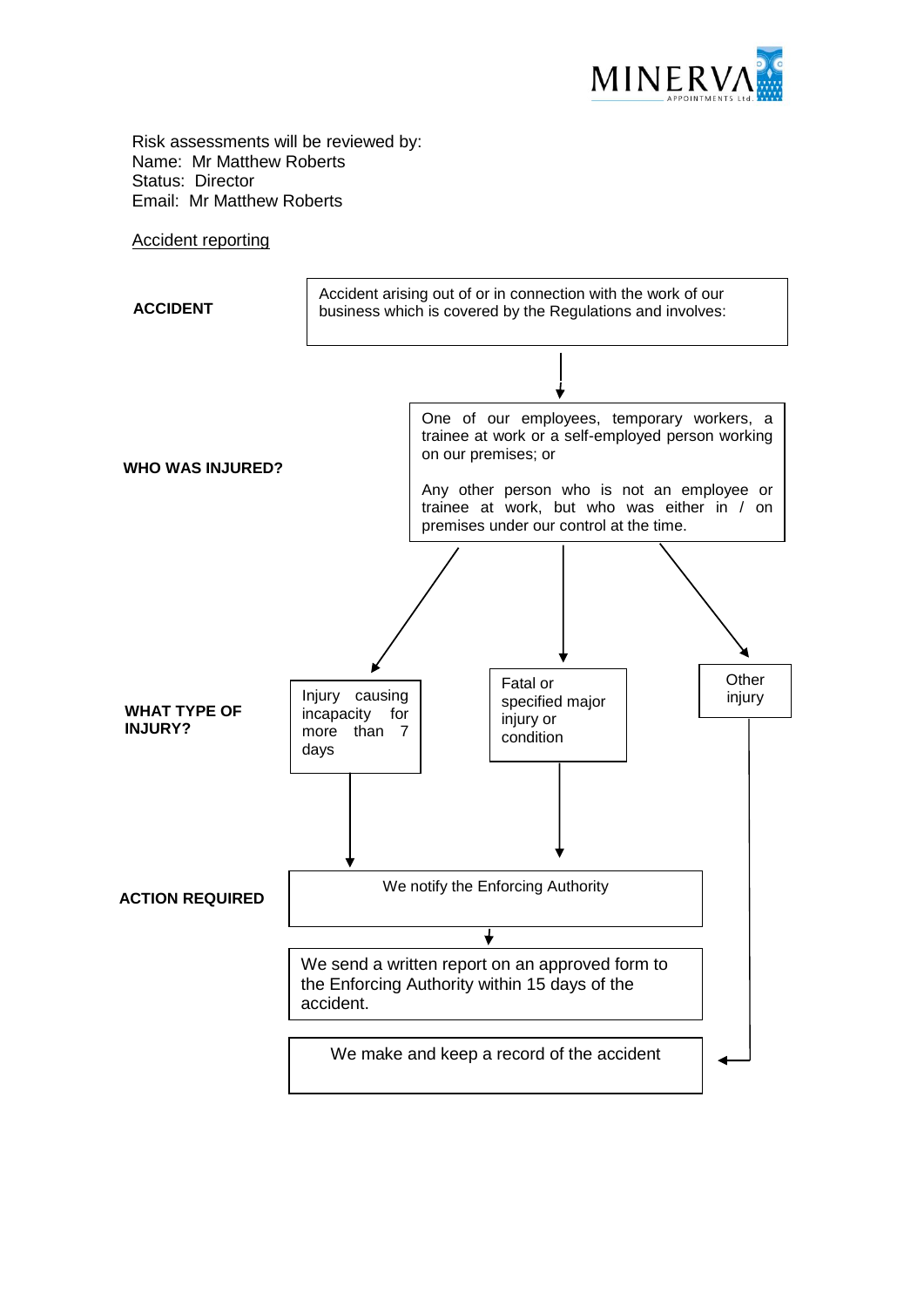Risk assessments will be reviewed by:
Name: Mr Matthew Roberts
Status: Director
Email: Mr Matthew Roberts

<u>Accident reporting</u>

**ACCIDENT**

Accident arising out of or in connection with the work of our business which is covered by the Regulations and involves:

**WHO WAS INJURED?**

One of our employees, temporary workers, a trainee at work or a self-employed person working on our premises; or

Any other person who is not an employee or trainee at work, but who was either in / on premises under our control at the time.

**WHAT TYPE OF INJURY?**

- Injury causing incapacity for more than 7 days
- Fatal or specified major injury or condition
- Other injury

**ACTION REQUIRED**

- Injury causing incapacity for more than 7 days / Fatal or specified major injury or condition:
  - We notify the Enforcing Authority
  - We send a written report on an approved form to the Enforcing Authority within 15 days of the accident.
- Other injury:
  - We make and keep a record of the accident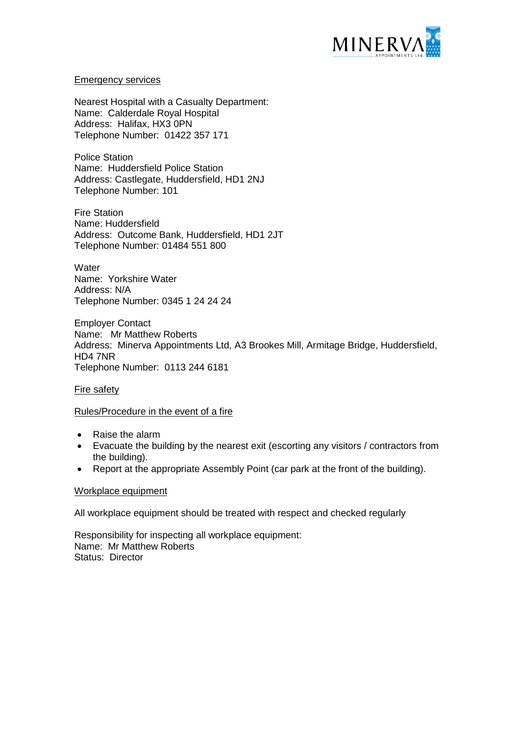Emergency services

Nearest Hospital with a Casualty Department:
Name: Calderdale Royal Hospital
Address: Halifax, HX3 0PN
Telephone Number: 01422 357 171

Police Station
Name: Huddersfield Police Station
Address: Castlegate, Huddersfield, HD1 2NJ
Telephone Number: 101

Fire Station
Name: Huddersfield
Address: Outcome Bank, Huddersfield, HD1 2JT
Telephone Number: 01484 551 800

Water
Name: Yorkshire Water
Address: N/A
Telephone Number: 0345 1 24 24 24

Employer Contact
Name: Mr Matthew Roberts
Address: Minerva Appointments Ltd, A3 Brookes Mill, Armitage Bridge, Huddersfield, HD4 7NR
Telephone Number: 0113 244 6181

Fire safety

Rules/Procedure in the event of a fire

- Raise the alarm
- Evacuate the building by the nearest exit (escorting any visitors / contractors from the building).
- Report at the appropriate Assembly Point (car park at the front of the building).

Workplace equipment

All workplace equipment should be treated with respect and checked regularly

Responsibility for inspecting all workplace equipment:
Name: Mr Matthew Roberts
Status: Director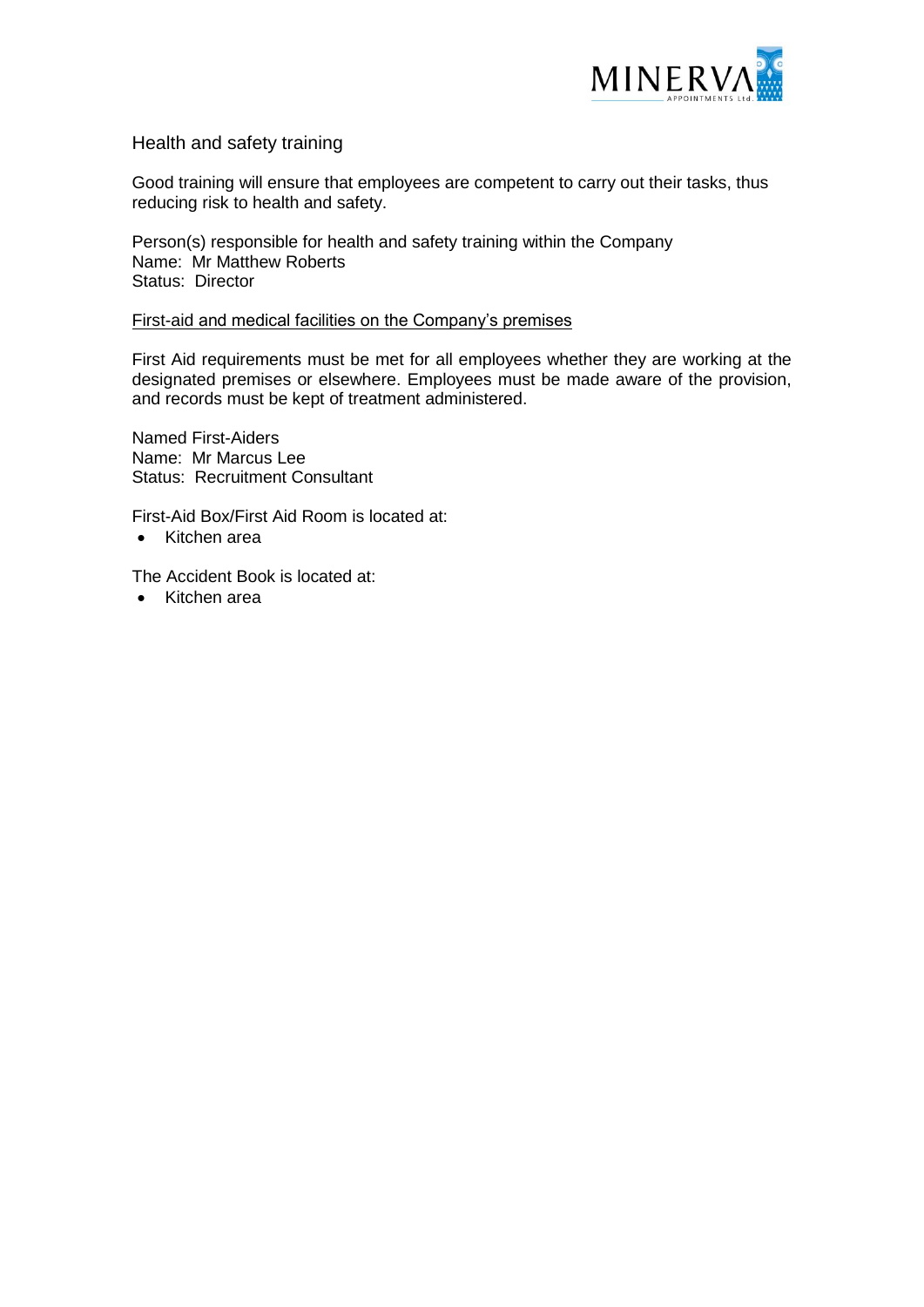## Health and safety training

Good training will ensure that employees are competent to carry out their tasks, thus reducing risk to health and safety.

Person(s) responsible for health and safety training within the Company
Name: Mr Matthew Roberts
Status: Director

### First-aid and medical facilities on the Company's premises

First Aid requirements must be met for all employees whether they are working at the designated premises or elsewhere. Employees must be made aware of the provision, and records must be kept of treatment administered.

Named First-Aiders
Name: Mr Marcus Lee
Status: Recruitment Consultant

First-Aid Box/First Aid Room is located at:

- Kitchen area

The Accident Book is located at:

- Kitchen area